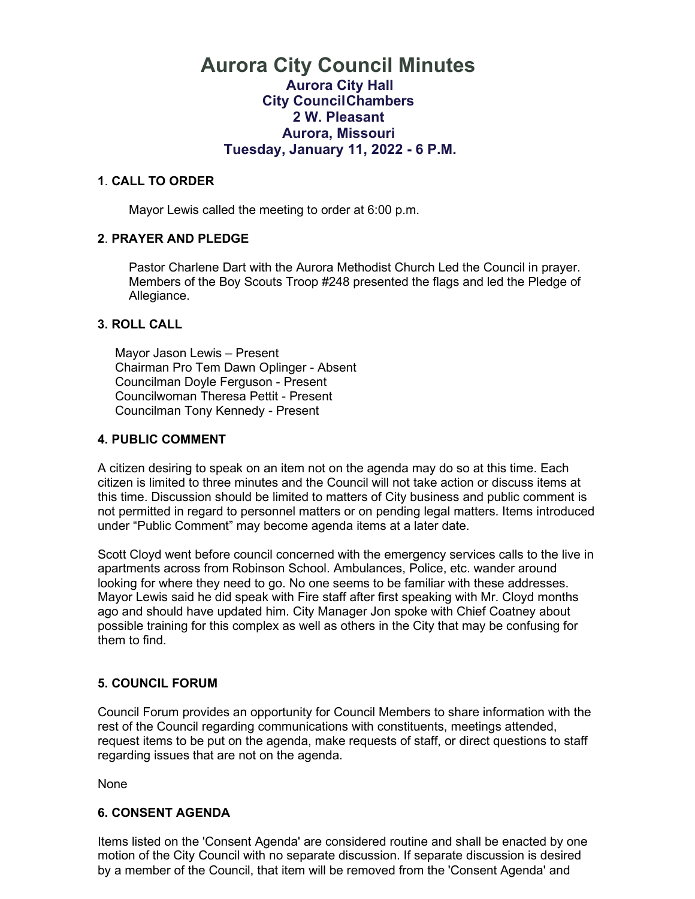# Aurora City Council Minutes

## Aurora City Hall
## City CouncilChambers
## 2 W. Pleasant
## Aurora, Missouri
## Tuesday, January 11, 2022 - 6 P.M.

### 1. CALL TO ORDER

Mayor Lewis called the meeting to order at 6:00 p.m.

### 2. PRAYER AND PLEDGE

Pastor Charlene Dart with the Aurora Methodist Church Led the Council in prayer. Members of the Boy Scouts Troop #248 presented the flags and led the Pledge of Allegiance.

### 3. ROLL CALL

Mayor Jason Lewis – Present
Chairman Pro Tem Dawn Oplinger - Absent
Councilman Doyle Ferguson - Present
Councilwoman Theresa Pettit - Present
Councilman Tony Kennedy - Present

### 4. PUBLIC COMMENT

A citizen desiring to speak on an item not on the agenda may do so at this time. Each citizen is limited to three minutes and the Council will not take action or discuss items at this time. Discussion should be limited to matters of City business and public comment is not permitted in regard to personnel matters or on pending legal matters. Items introduced under "Public Comment" may become agenda items at a later date.

Scott Cloyd went before council concerned with the emergency services calls to the live in apartments across from Robinson School. Ambulances, Police, etc. wander around looking for where they need to go. No one seems to be familiar with these addresses. Mayor Lewis said he did speak with Fire staff after first speaking with Mr. Cloyd months ago and should have updated him. City Manager Jon spoke with Chief Coatney about possible training for this complex as well as others in the City that may be confusing for them to find.

### 5. COUNCIL FORUM

Council Forum provides an opportunity for Council Members to share information with the rest of the Council regarding communications with constituents, meetings attended, request items to be put on the agenda, make requests of staff, or direct questions to staff regarding issues that are not on the agenda.

None

### 6. CONSENT AGENDA

Items listed on the 'Consent Agenda' are considered routine and shall be enacted by one motion of the City Council with no separate discussion. If separate discussion is desired by a member of the Council, that item will be removed from the 'Consent Agenda' and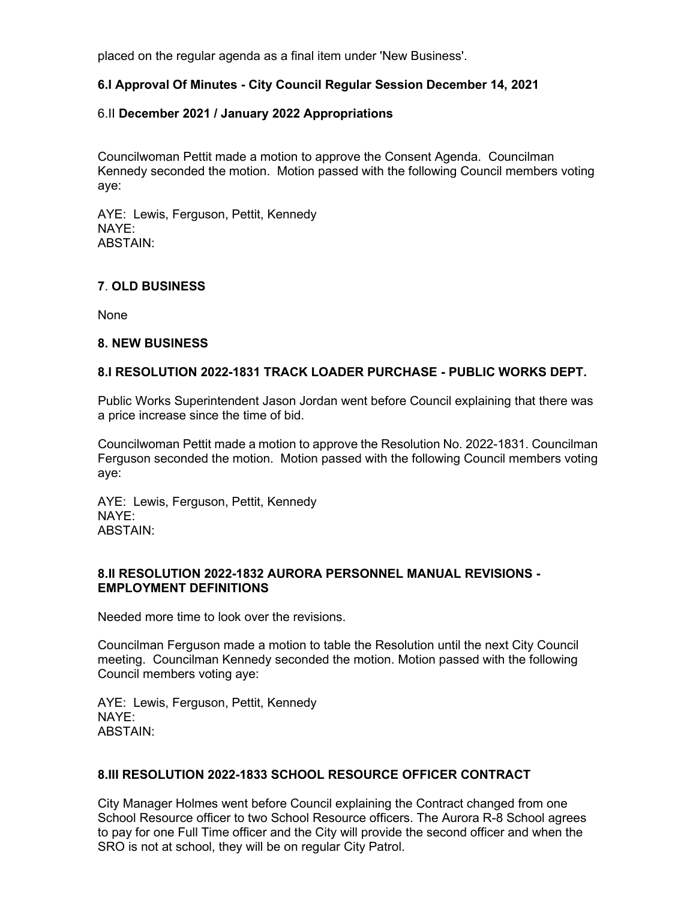placed on the regular agenda as a final item under 'New Business'.

**6.I Approval Of Minutes - City Council Regular Session December 14, 2021**

6.II **December 2021 / January 2022 Appropriations**

Councilwoman Pettit made a motion to approve the Consent Agenda. Councilman Kennedy seconded the motion. Motion passed with the following Council members voting aye:

AYE: Lewis, Ferguson, Pettit, Kennedy
NAYE:
ABSTAIN:

## 7. OLD BUSINESS

None

## 8. NEW BUSINESS

### 8.I RESOLUTION 2022-1831 TRACK LOADER PURCHASE - PUBLIC WORKS DEPT.

Public Works Superintendent Jason Jordan went before Council explaining that there was a price increase since the time of bid.

Councilwoman Pettit made a motion to approve the Resolution No. 2022-1831. Councilman Ferguson seconded the motion. Motion passed with the following Council members voting aye:

AYE: Lewis, Ferguson, Pettit, Kennedy
NAYE:
ABSTAIN:

### 8.II RESOLUTION 2022-1832 AURORA PERSONNEL MANUAL REVISIONS - EMPLOYMENT DEFINITIONS

Needed more time to look over the revisions.

Councilman Ferguson made a motion to table the Resolution until the next City Council meeting. Councilman Kennedy seconded the motion. Motion passed with the following Council members voting aye:

AYE: Lewis, Ferguson, Pettit, Kennedy
NAYE:
ABSTAIN:

### 8.III RESOLUTION 2022-1833 SCHOOL RESOURCE OFFICER CONTRACT

City Manager Holmes went before Council explaining the Contract changed from one School Resource officer to two School Resource officers. The Aurora R-8 School agrees to pay for one Full Time officer and the City will provide the second officer and when the SRO is not at school, they will be on regular City Patrol.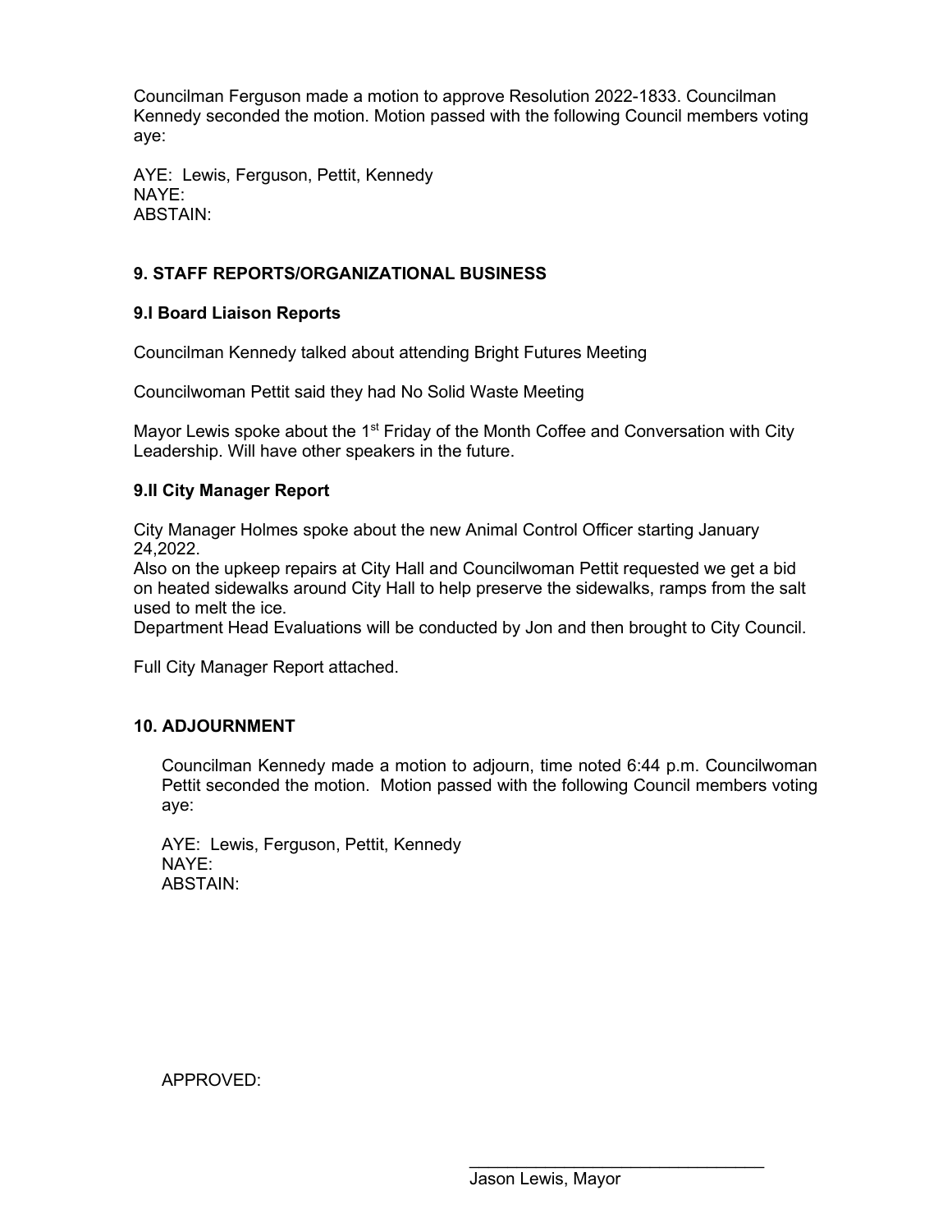Councilman Ferguson made a motion to approve Resolution 2022-1833. Councilman Kennedy seconded the motion. Motion passed with the following Council members voting aye:

AYE: Lewis, Ferguson, Pettit, Kennedy
NAYE:
ABSTAIN:

## 9. STAFF REPORTS/ORGANIZATIONAL BUSINESS

### 9.I Board Liaison Reports

Councilman Kennedy talked about attending Bright Futures Meeting

Councilwoman Pettit said they had No Solid Waste Meeting

Mayor Lewis spoke about the 1st Friday of the Month Coffee and Conversation with City Leadership. Will have other speakers in the future.

### 9.II City Manager Report

City Manager Holmes spoke about the new Animal Control Officer starting January 24,2022.
Also on the upkeep repairs at City Hall and Councilwoman Pettit requested we get a bid on heated sidewalks around City Hall to help preserve the sidewalks, ramps from the salt used to melt the ice.
Department Head Evaluations will be conducted by Jon and then brought to City Council.

Full City Manager Report attached.

## 10. ADJOURNMENT

Councilman Kennedy made a motion to adjourn, time noted 6:44 p.m. Councilwoman Pettit seconded the motion. Motion passed with the following Council members voting aye:

AYE: Lewis, Ferguson, Pettit, Kennedy
NAYE:
ABSTAIN:

APPROVED:

\_\_\_\_\_\_\_\_\_\_\_\_\_\_\_\_\_\_\_\_\_\_\_\_\_\_\_\_\_\_
Jason Lewis, Mayor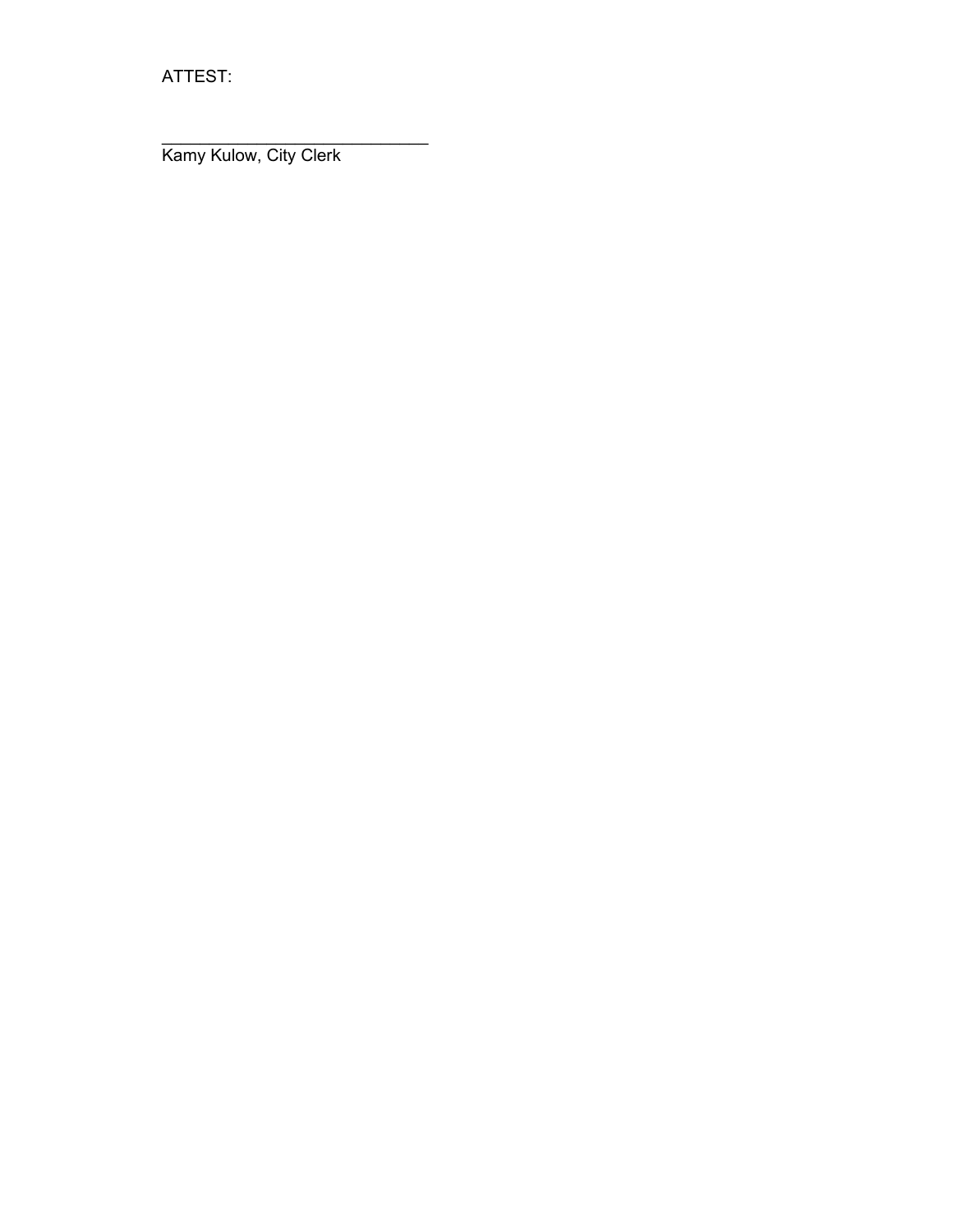ATTEST:

\_\_\_\_\_\_\_\_\_\_\_\_\_\_\_\_\_\_\_\_\_\_\_\_\_\_\_\_\_\_

Kamy Kulow, City Clerk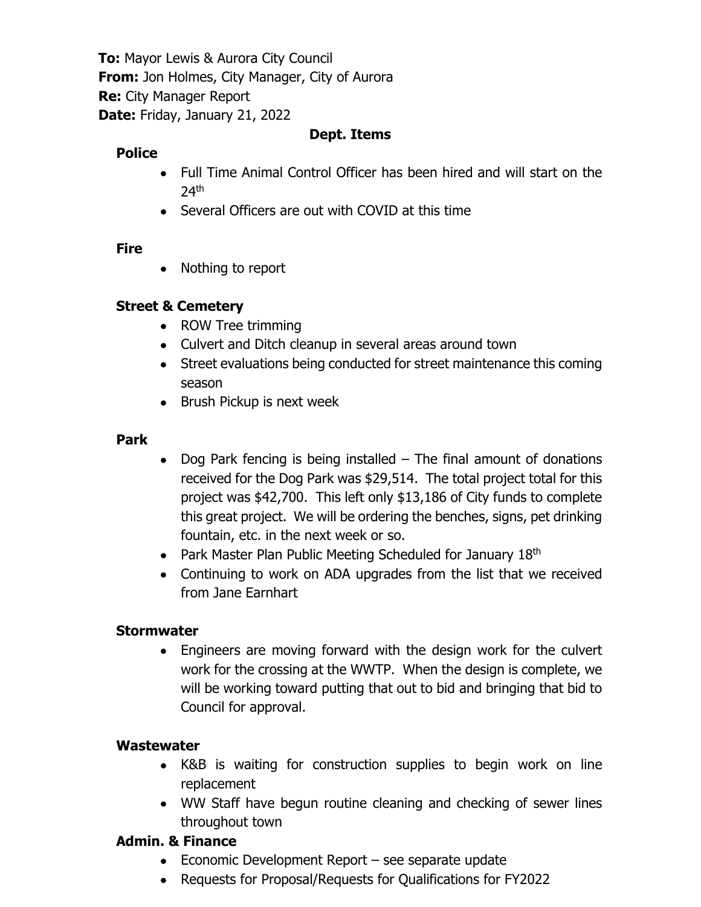**To:** Mayor Lewis & Aurora City Council
**From:** Jon Holmes, City Manager, City of Aurora
**Re:** City Manager Report
**Date:** Friday, January 21, 2022

## Dept. Items

### Police

- Full Time Animal Control Officer has been hired and will start on the 24th
- Several Officers are out with COVID at this time

### Fire

- Nothing to report

### Street & Cemetery

- ROW Tree trimming
- Culvert and Ditch cleanup in several areas around town
- Street evaluations being conducted for street maintenance this coming season
- Brush Pickup is next week

### Park

- Dog Park fencing is being installed – The final amount of donations received for the Dog Park was $29,514. The total project total for this project was $42,700. This left only $13,186 of City funds to complete this great project. We will be ordering the benches, signs, pet drinking fountain, etc. in the next week or so.
- Park Master Plan Public Meeting Scheduled for January 18th
- Continuing to work on ADA upgrades from the list that we received from Jane Earnhart

### Stormwater

- Engineers are moving forward with the design work for the culvert work for the crossing at the WWTP. When the design is complete, we will be working toward putting that out to bid and bringing that bid to Council for approval.

### Wastewater

- K&B is waiting for construction supplies to begin work on line replacement
- WW Staff have begun routine cleaning and checking of sewer lines throughout town

### Admin. & Finance

- Economic Development Report – see separate update
- Requests for Proposal/Requests for Qualifications for FY2022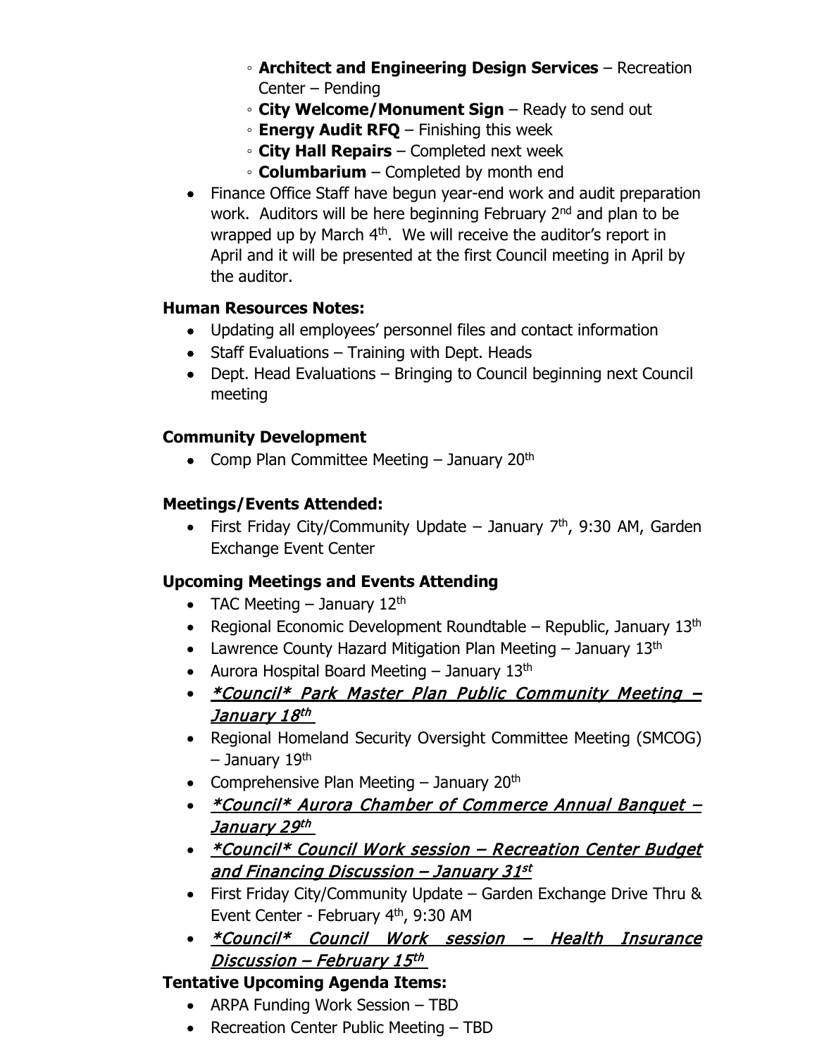- **Architect and Engineering Design Services** – Recreation Center – Pending
  - **City Welcome/Monument Sign** – Ready to send out
  - **Energy Audit RFQ** – Finishing this week
  - **City Hall Repairs** – Completed next week
  - **Columbarium** – Completed by month end
- Finance Office Staff have begun year-end work and audit preparation work. Auditors will be here beginning February 2nd and plan to be wrapped up by March 4th. We will receive the auditor's report in April and it will be presented at the first Council meeting in April by the auditor.

**Human Resources Notes:**

- Updating all employees' personnel files and contact information
- Staff Evaluations – Training with Dept. Heads
- Dept. Head Evaluations – Bringing to Council beginning next Council meeting

**Community Development**

- Comp Plan Committee Meeting – January 20th

**Meetings/Events Attended:**

- First Friday City/Community Update – January 7th, 9:30 AM, Garden Exchange Event Center

**Upcoming Meetings and Events Attending**

- TAC Meeting – January 12th
- Regional Economic Development Roundtable – Republic, January 13th
- Lawrence County Hazard Mitigation Plan Meeting – January 13th
- Aurora Hospital Board Meeting – January 13th
- <u>*\*Council\* Park Master Plan Public Community Meeting – January 18th*</u>
- Regional Homeland Security Oversight Committee Meeting (SMCOG) – January 19th
- Comprehensive Plan Meeting – January 20th
- <u>*\*Council\* Aurora Chamber of Commerce Annual Banquet – January 29th*</u>
- <u>*\*Council\* Council Work session – Recreation Center Budget and Financing Discussion – January 31st*</u>
- First Friday City/Community Update – Garden Exchange Drive Thru & Event Center - February 4th, 9:30 AM
- <u>*\*Council\* Council Work session – Health Insurance Discussion – February 15th*</u>

**Tentative Upcoming Agenda Items:**

- ARPA Funding Work Session – TBD
- Recreation Center Public Meeting – TBD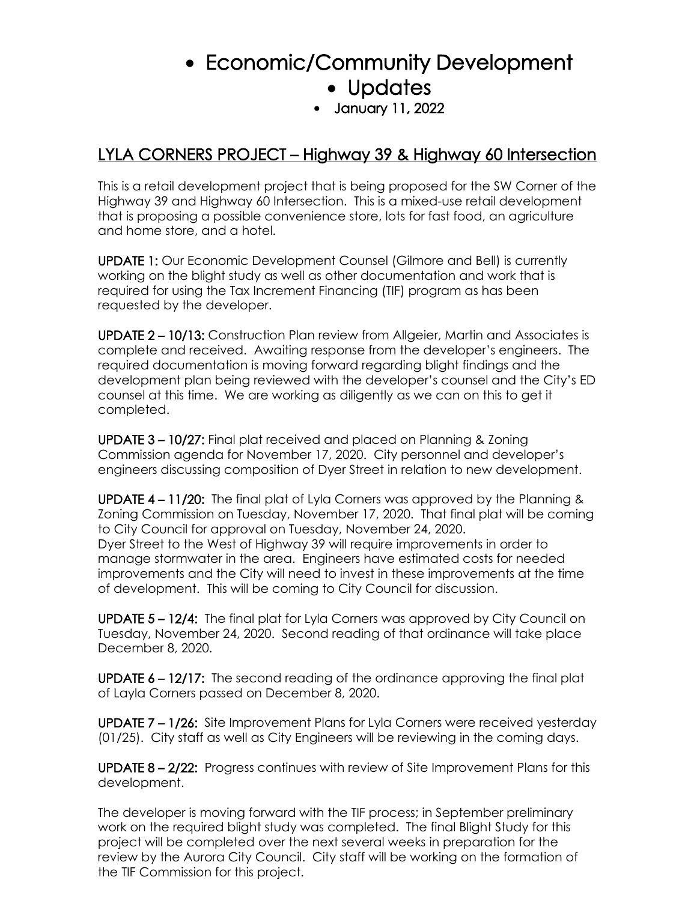- Economic/Community Development
- Updates
- January 11, 2022

## LYLA CORNERS PROJECT – Highway 39 & Highway 60 Intersection

This is a retail development project that is being proposed for the SW Corner of the Highway 39 and Highway 60 Intersection. This is a mixed-use retail development that is proposing a possible convenience store, lots for fast food, an agriculture and home store, and a hotel.

**UPDATE 1:** Our Economic Development Counsel (Gilmore and Bell) is currently working on the blight study as well as other documentation and work that is required for using the Tax Increment Financing (TIF) program as has been requested by the developer.

**UPDATE 2 – 10/13:** Construction Plan review from Allgeier, Martin and Associates is complete and received. Awaiting response from the developer's engineers. The required documentation is moving forward regarding blight findings and the development plan being reviewed with the developer's counsel and the City's ED counsel at this time. We are working as diligently as we can on this to get it completed.

**UPDATE 3 – 10/27:** Final plat received and placed on Planning & Zoning Commission agenda for November 17, 2020. City personnel and developer's engineers discussing composition of Dyer Street in relation to new development.

**UPDATE 4 – 11/20:** The final plat of Lyla Corners was approved by the Planning & Zoning Commission on Tuesday, November 17, 2020. That final plat will be coming to City Council for approval on Tuesday, November 24, 2020.
Dyer Street to the West of Highway 39 will require improvements in order to manage stormwater in the area. Engineers have estimated costs for needed improvements and the City will need to invest in these improvements at the time of development. This will be coming to City Council for discussion.

**UPDATE 5 – 12/4:** The final plat for Lyla Corners was approved by City Council on Tuesday, November 24, 2020. Second reading of that ordinance will take place December 8, 2020.

**UPDATE 6 – 12/17:** The second reading of the ordinance approving the final plat of Layla Corners passed on December 8, 2020.

**UPDATE 7 – 1/26:** Site Improvement Plans for Lyla Corners were received yesterday (01/25). City staff as well as City Engineers will be reviewing in the coming days.

**UPDATE 8 – 2/22:** Progress continues with review of Site Improvement Plans for this development.

The developer is moving forward with the TIF process; in September preliminary work on the required blight study was completed. The final Blight Study for this project will be completed over the next several weeks in preparation for the review by the Aurora City Council. City staff will be working on the formation of the TIF Commission for this project.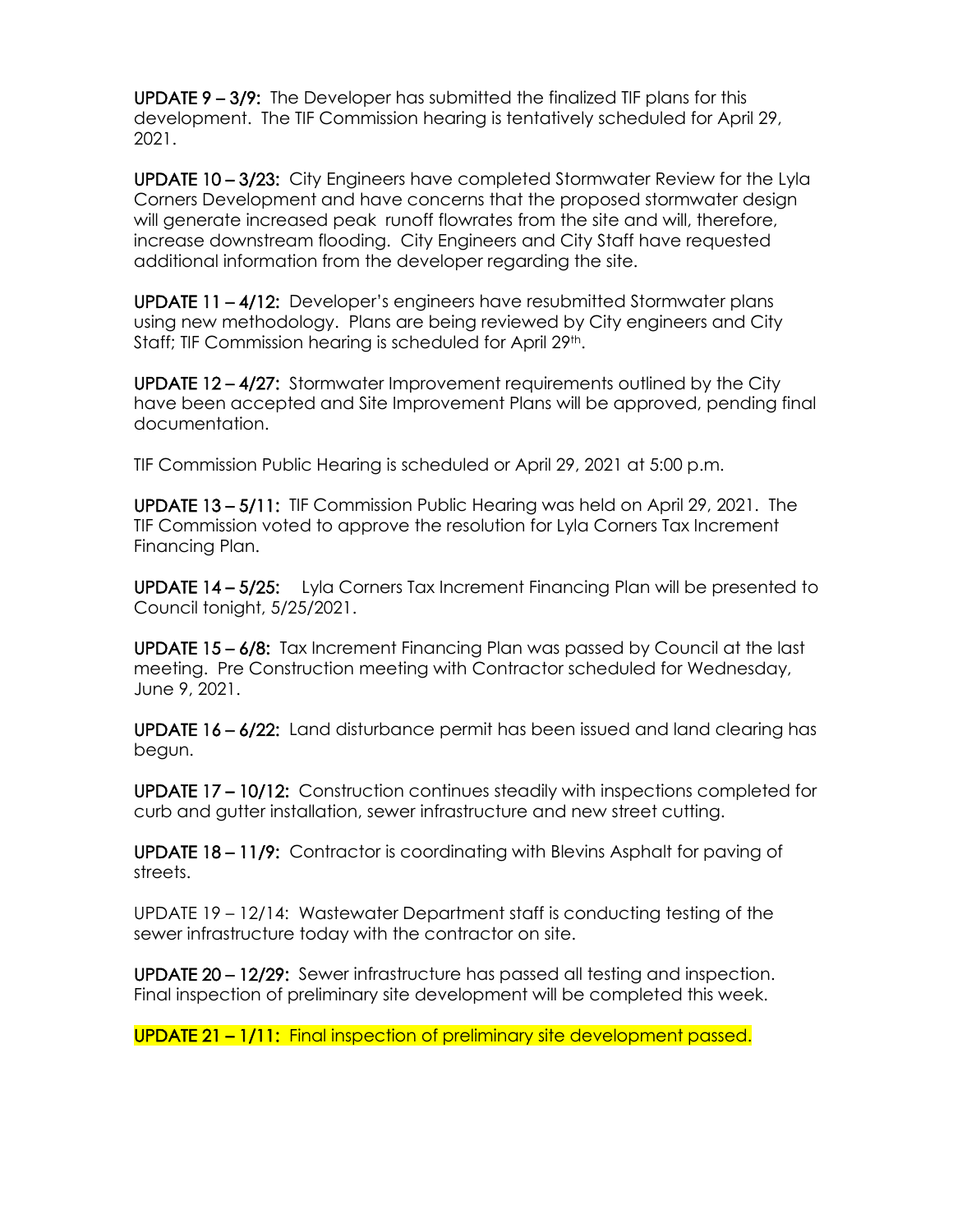**UPDATE 9 – 3/9:** The Developer has submitted the finalized TIF plans for this development. The TIF Commission hearing is tentatively scheduled for April 29, 2021.

**UPDATE 10 – 3/23:** City Engineers have completed Stormwater Review for the Lyla Corners Development and have concerns that the proposed stormwater design will generate increased peak runoff flowrates from the site and will, therefore, increase downstream flooding. City Engineers and City Staff have requested additional information from the developer regarding the site.

**UPDATE 11 – 4/12:** Developer's engineers have resubmitted Stormwater plans using new methodology. Plans are being reviewed by City engineers and City Staff; TIF Commission hearing is scheduled for April 29th.

**UPDATE 12 – 4/27:** Stormwater Improvement requirements outlined by the City have been accepted and Site Improvement Plans will be approved, pending final documentation.

TIF Commission Public Hearing is scheduled or April 29, 2021 at 5:00 p.m.

**UPDATE 13 – 5/11:** TIF Commission Public Hearing was held on April 29, 2021. The TIF Commission voted to approve the resolution for Lyla Corners Tax Increment Financing Plan.

**UPDATE 14 – 5/25:** Lyla Corners Tax Increment Financing Plan will be presented to Council tonight, 5/25/2021.

**UPDATE 15 – 6/8:** Tax Increment Financing Plan was passed by Council at the last meeting. Pre Construction meeting with Contractor scheduled for Wednesday, June 9, 2021.

**UPDATE 16 – 6/22:** Land disturbance permit has been issued and land clearing has begun.

**UPDATE 17 – 10/12:** Construction continues steadily with inspections completed for curb and gutter installation, sewer infrastructure and new street cutting.

**UPDATE 18 – 11/9:** Contractor is coordinating with Blevins Asphalt for paving of streets.

UPDATE 19 – 12/14: Wastewater Department staff is conducting testing of the sewer infrastructure today with the contractor on site.

**UPDATE 20 – 12/29:** Sewer infrastructure has passed all testing and inspection. Final inspection of preliminary site development will be completed this week.

**UPDATE 21 – 1/11:** Final inspection of preliminary site development passed.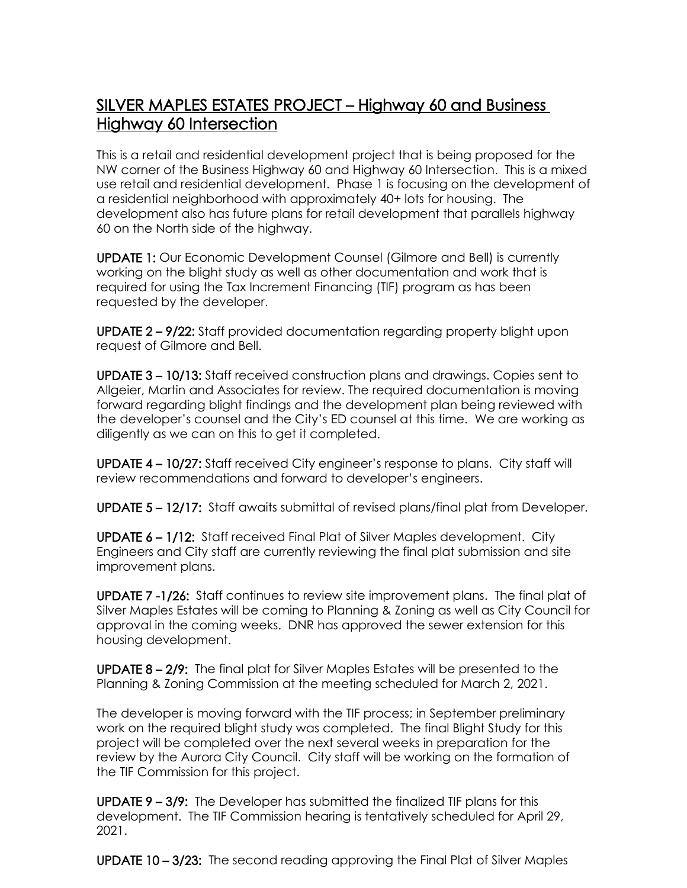## SILVER MAPLES ESTATES PROJECT – Highway 60 and Business Highway 60 Intersection

This is a retail and residential development project that is being proposed for the NW corner of the Business Highway 60 and Highway 60 Intersection. This is a mixed use retail and residential development. Phase 1 is focusing on the development of a residential neighborhood with approximately 40+ lots for housing. The development also has future plans for retail development that parallels highway 60 on the North side of the highway.

**UPDATE 1:** Our Economic Development Counsel (Gilmore and Bell) is currently working on the blight study as well as other documentation and work that is required for using the Tax Increment Financing (TIF) program as has been requested by the developer.

**UPDATE 2 – 9/22:** Staff provided documentation regarding property blight upon request of Gilmore and Bell.

**UPDATE 3 – 10/13:** Staff received construction plans and drawings. Copies sent to Allgeier, Martin and Associates for review. The required documentation is moving forward regarding blight findings and the development plan being reviewed with the developer's counsel and the City's ED counsel at this time. We are working as diligently as we can on this to get it completed.

**UPDATE 4 – 10/27:** Staff received City engineer's response to plans. City staff will review recommendations and forward to developer's engineers.

**UPDATE 5 – 12/17:** Staff awaits submittal of revised plans/final plat from Developer.

**UPDATE 6 – 1/12:** Staff received Final Plat of Silver Maples development. City Engineers and City staff are currently reviewing the final plat submission and site improvement plans.

**UPDATE 7 -1/26:** Staff continues to review site improvement plans. The final plat of Silver Maples Estates will be coming to Planning & Zoning as well as City Council for approval in the coming weeks. DNR has approved the sewer extension for this housing development.

**UPDATE 8 – 2/9:** The final plat for Silver Maples Estates will be presented to the Planning & Zoning Commission at the meeting scheduled for March 2, 2021.

The developer is moving forward with the TIF process; in September preliminary work on the required blight study was completed. The final Blight Study for this project will be completed over the next several weeks in preparation for the review by the Aurora City Council. City staff will be working on the formation of the TIF Commission for this project.

**UPDATE 9 – 3/9:** The Developer has submitted the finalized TIF plans for this development. The TIF Commission hearing is tentatively scheduled for April 29, 2021.

**UPDATE 10 – 3/23:** The second reading approving the Final Plat of Silver Maples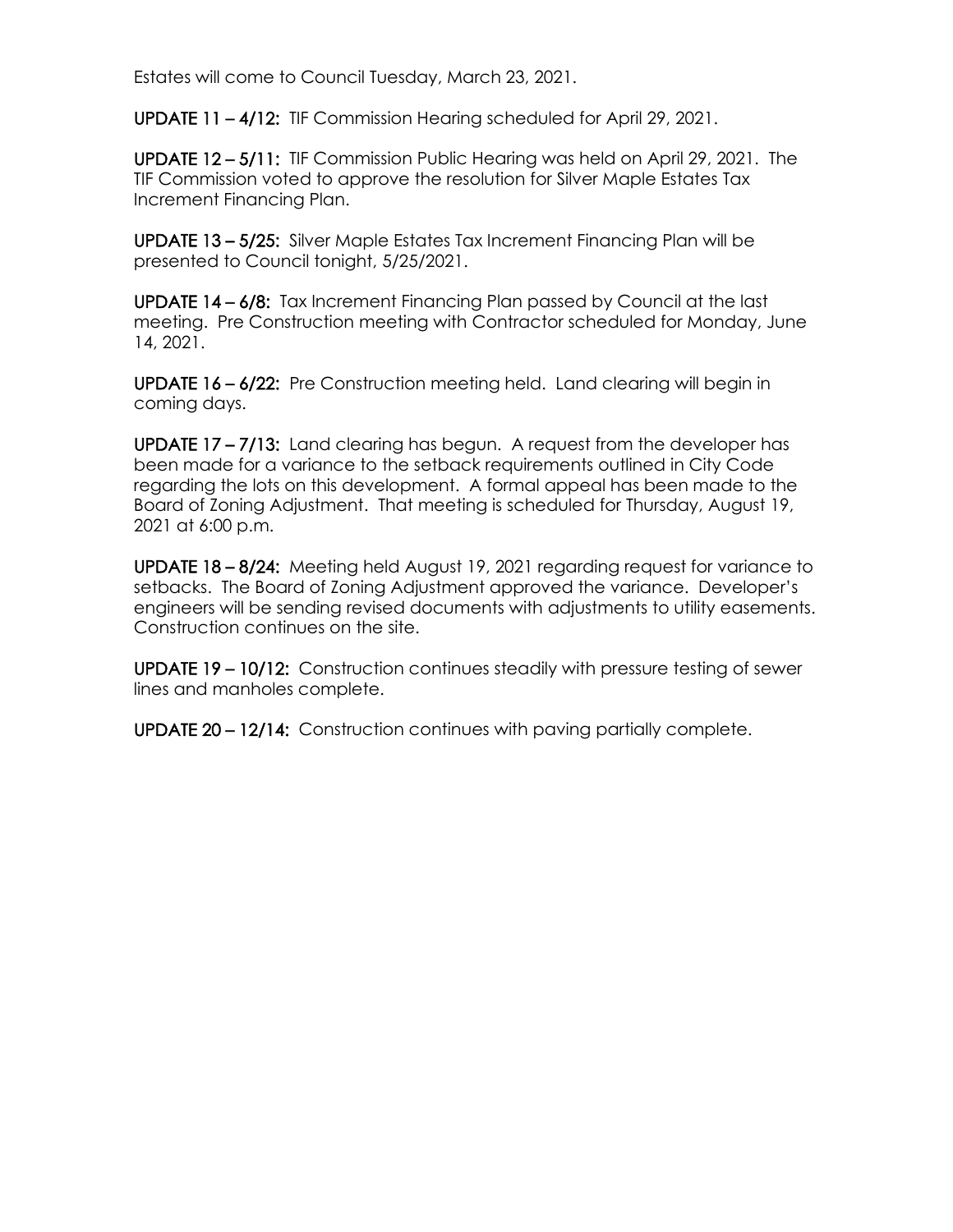Estates will come to Council Tuesday, March 23, 2021.

**UPDATE 11 – 4/12:** TIF Commission Hearing scheduled for April 29, 2021.

**UPDATE 12 – 5/11:** TIF Commission Public Hearing was held on April 29, 2021. The TIF Commission voted to approve the resolution for Silver Maple Estates Tax Increment Financing Plan.

**UPDATE 13 – 5/25:** Silver Maple Estates Tax Increment Financing Plan will be presented to Council tonight, 5/25/2021.

**UPDATE 14 – 6/8:** Tax Increment Financing Plan passed by Council at the last meeting. Pre Construction meeting with Contractor scheduled for Monday, June 14, 2021.

**UPDATE 16 – 6/22:** Pre Construction meeting held. Land clearing will begin in coming days.

**UPDATE 17 – 7/13:** Land clearing has begun. A request from the developer has been made for a variance to the setback requirements outlined in City Code regarding the lots on this development. A formal appeal has been made to the Board of Zoning Adjustment. That meeting is scheduled for Thursday, August 19, 2021 at 6:00 p.m.

**UPDATE 18 – 8/24:** Meeting held August 19, 2021 regarding request for variance to setbacks. The Board of Zoning Adjustment approved the variance. Developer's engineers will be sending revised documents with adjustments to utility easements. Construction continues on the site.

**UPDATE 19 – 10/12:** Construction continues steadily with pressure testing of sewer lines and manholes complete.

**UPDATE 20 – 12/14:** Construction continues with paving partially complete.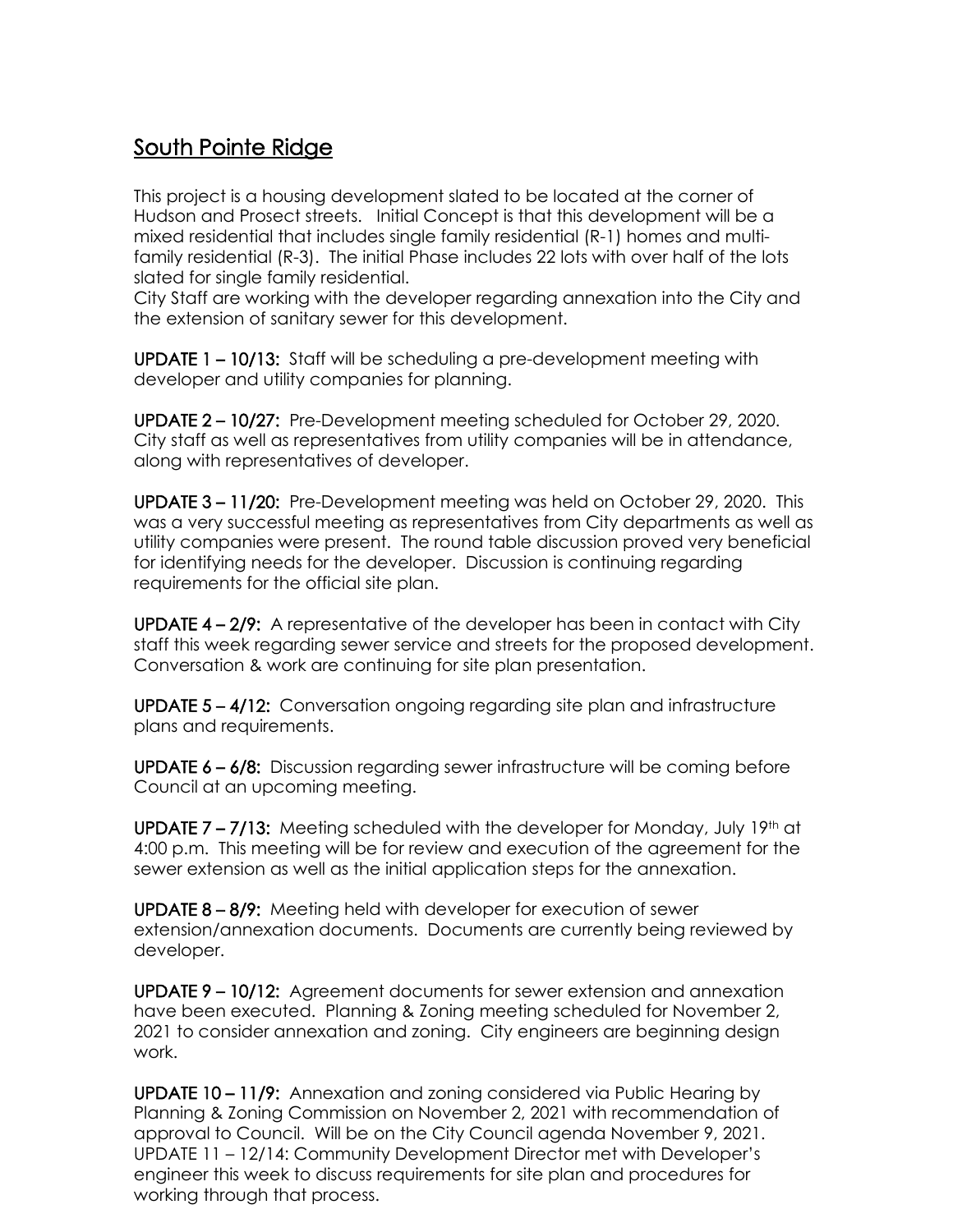## South Pointe Ridge

This project is a housing development slated to be located at the corner of Hudson and Prosect streets. Initial Concept is that this development will be a mixed residential that includes single family residential (R-1) homes and multi-family residential (R-3). The initial Phase includes 22 lots with over half of the lots slated for single family residential.
City Staff are working with the developer regarding annexation into the City and the extension of sanitary sewer for this development.

**UPDATE 1 – 10/13:** Staff will be scheduling a pre-development meeting with developer and utility companies for planning.

**UPDATE 2 – 10/27:** Pre-Development meeting scheduled for October 29, 2020. City staff as well as representatives from utility companies will be in attendance, along with representatives of developer.

**UPDATE 3 – 11/20:** Pre-Development meeting was held on October 29, 2020. This was a very successful meeting as representatives from City departments as well as utility companies were present. The round table discussion proved very beneficial for identifying needs for the developer. Discussion is continuing regarding requirements for the official site plan.

**UPDATE 4 – 2/9:** A representative of the developer has been in contact with City staff this week regarding sewer service and streets for the proposed development. Conversation & work are continuing for site plan presentation.

**UPDATE 5 – 4/12:** Conversation ongoing regarding site plan and infrastructure plans and requirements.

**UPDATE 6 – 6/8:** Discussion regarding sewer infrastructure will be coming before Council at an upcoming meeting.

**UPDATE 7 – 7/13:** Meeting scheduled with the developer for Monday, July 19th at 4:00 p.m. This meeting will be for review and execution of the agreement for the sewer extension as well as the initial application steps for the annexation.

**UPDATE 8 – 8/9:** Meeting held with developer for execution of sewer extension/annexation documents. Documents are currently being reviewed by developer.

**UPDATE 9 – 10/12:** Agreement documents for sewer extension and annexation have been executed. Planning & Zoning meeting scheduled for November 2, 2021 to consider annexation and zoning. City engineers are beginning design work.

**UPDATE 10 – 11/9:** Annexation and zoning considered via Public Hearing by Planning & Zoning Commission on November 2, 2021 with recommendation of approval to Council. Will be on the City Council agenda November 9, 2021.
UPDATE 11 – 12/14: Community Development Director met with Developer's engineer this week to discuss requirements for site plan and procedures for working through that process.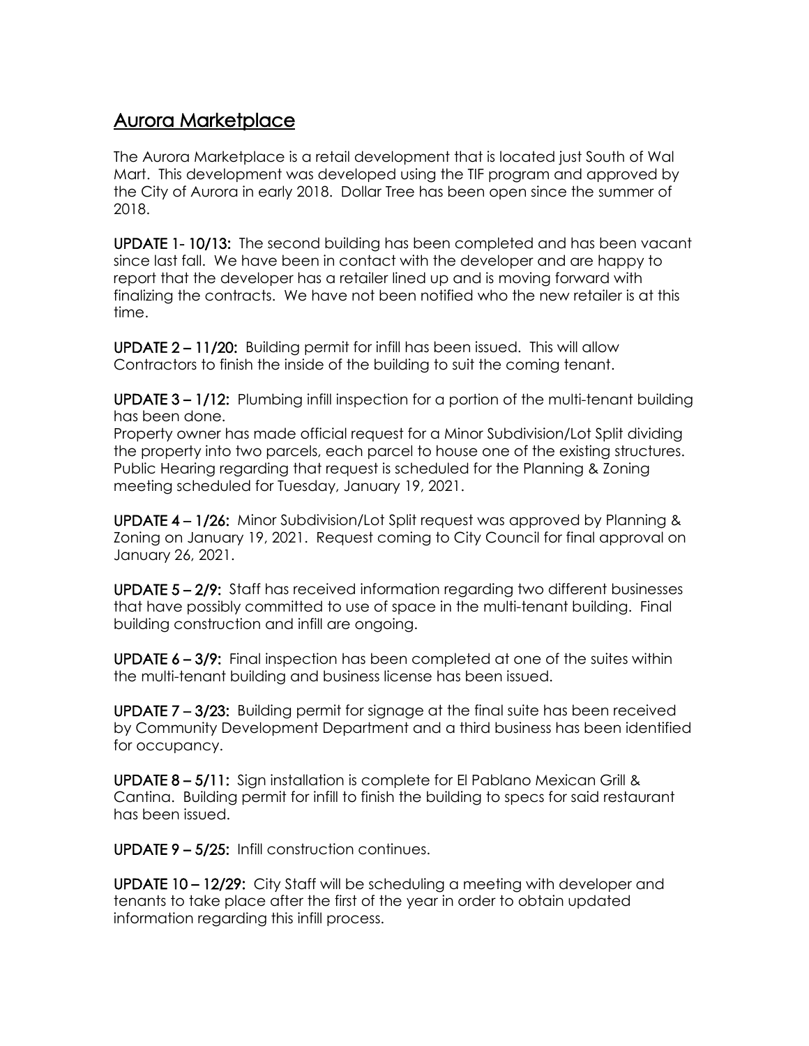## Aurora Marketplace

The Aurora Marketplace is a retail development that is located just South of Wal Mart. This development was developed using the TIF program and approved by the City of Aurora in early 2018. Dollar Tree has been open since the summer of 2018.

**UPDATE 1- 10/13:** The second building has been completed and has been vacant since last fall. We have been in contact with the developer and are happy to report that the developer has a retailer lined up and is moving forward with finalizing the contracts. We have not been notified who the new retailer is at this time.

**UPDATE 2 – 11/20:** Building permit for infill has been issued. This will allow Contractors to finish the inside of the building to suit the coming tenant.

**UPDATE 3 – 1/12:** Plumbing infill inspection for a portion of the multi-tenant building has been done.
Property owner has made official request for a Minor Subdivision/Lot Split dividing the property into two parcels, each parcel to house one of the existing structures. Public Hearing regarding that request is scheduled for the Planning & Zoning meeting scheduled for Tuesday, January 19, 2021.

**UPDATE 4 – 1/26:** Minor Subdivision/Lot Split request was approved by Planning & Zoning on January 19, 2021. Request coming to City Council for final approval on January 26, 2021.

**UPDATE 5 – 2/9:** Staff has received information regarding two different businesses that have possibly committed to use of space in the multi-tenant building. Final building construction and infill are ongoing.

**UPDATE 6 – 3/9:** Final inspection has been completed at one of the suites within the multi-tenant building and business license has been issued.

**UPDATE 7 – 3/23:** Building permit for signage at the final suite has been received by Community Development Department and a third business has been identified for occupancy.

**UPDATE 8 – 5/11:** Sign installation is complete for El Pablano Mexican Grill & Cantina. Building permit for infill to finish the building to specs for said restaurant has been issued.

**UPDATE 9 – 5/25:** Infill construction continues.

**UPDATE 10 – 12/29:** City Staff will be scheduling a meeting with developer and tenants to take place after the first of the year in order to obtain updated information regarding this infill process.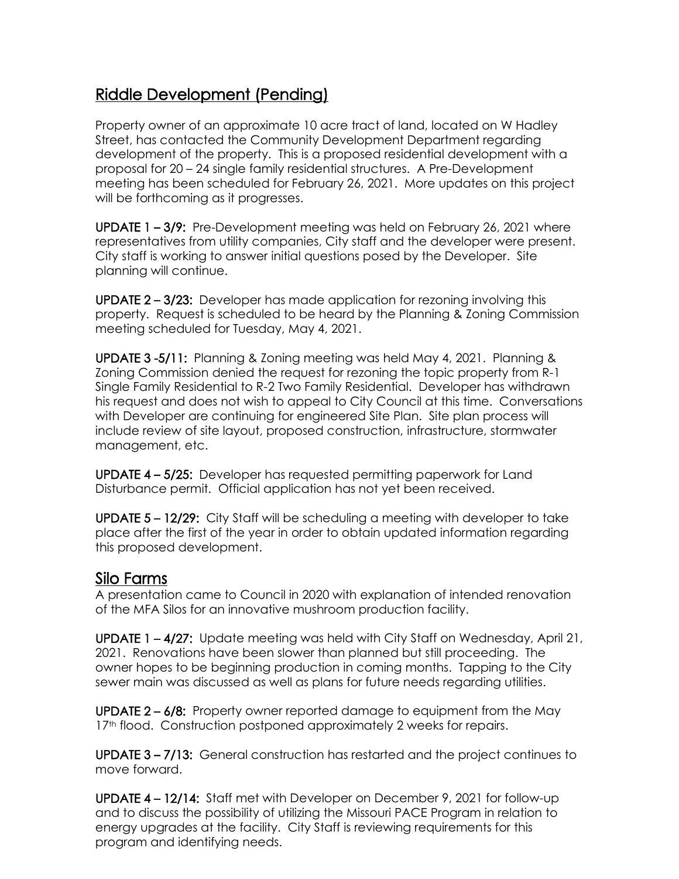## Riddle Development (Pending)

Property owner of an approximate 10 acre tract of land, located on W Hadley Street, has contacted the Community Development Department regarding development of the property. This is a proposed residential development with a proposal for 20 – 24 single family residential structures. A Pre-Development meeting has been scheduled for February 26, 2021. More updates on this project will be forthcoming as it progresses.

**UPDATE 1 – 3/9:** Pre-Development meeting was held on February 26, 2021 where representatives from utility companies, City staff and the developer were present. City staff is working to answer initial questions posed by the Developer. Site planning will continue.

**UPDATE 2 – 3/23:** Developer has made application for rezoning involving this property. Request is scheduled to be heard by the Planning & Zoning Commission meeting scheduled for Tuesday, May 4, 2021.

**UPDATE 3 -5/11:** Planning & Zoning meeting was held May 4, 2021. Planning & Zoning Commission denied the request for rezoning the topic property from R-1 Single Family Residential to R-2 Two Family Residential. Developer has withdrawn his request and does not wish to appeal to City Council at this time. Conversations with Developer are continuing for engineered Site Plan. Site plan process will include review of site layout, proposed construction, infrastructure, stormwater management, etc.

**UPDATE 4 – 5/25:** Developer has requested permitting paperwork for Land Disturbance permit. Official application has not yet been received.

**UPDATE 5 – 12/29:** City Staff will be scheduling a meeting with developer to take place after the first of the year in order to obtain updated information regarding this proposed development.

## Silo Farms

A presentation came to Council in 2020 with explanation of intended renovation of the MFA Silos for an innovative mushroom production facility.

**UPDATE 1 – 4/27:** Update meeting was held with City Staff on Wednesday, April 21, 2021. Renovations have been slower than planned but still proceeding. The owner hopes to be beginning production in coming months. Tapping to the City sewer main was discussed as well as plans for future needs regarding utilities.

**UPDATE 2 – 6/8:** Property owner reported damage to equipment from the May 17th flood. Construction postponed approximately 2 weeks for repairs.

**UPDATE 3 – 7/13:** General construction has restarted and the project continues to move forward.

**UPDATE 4 – 12/14:** Staff met with Developer on December 9, 2021 for follow-up and to discuss the possibility of utilizing the Missouri PACE Program in relation to energy upgrades at the facility. City Staff is reviewing requirements for this program and identifying needs.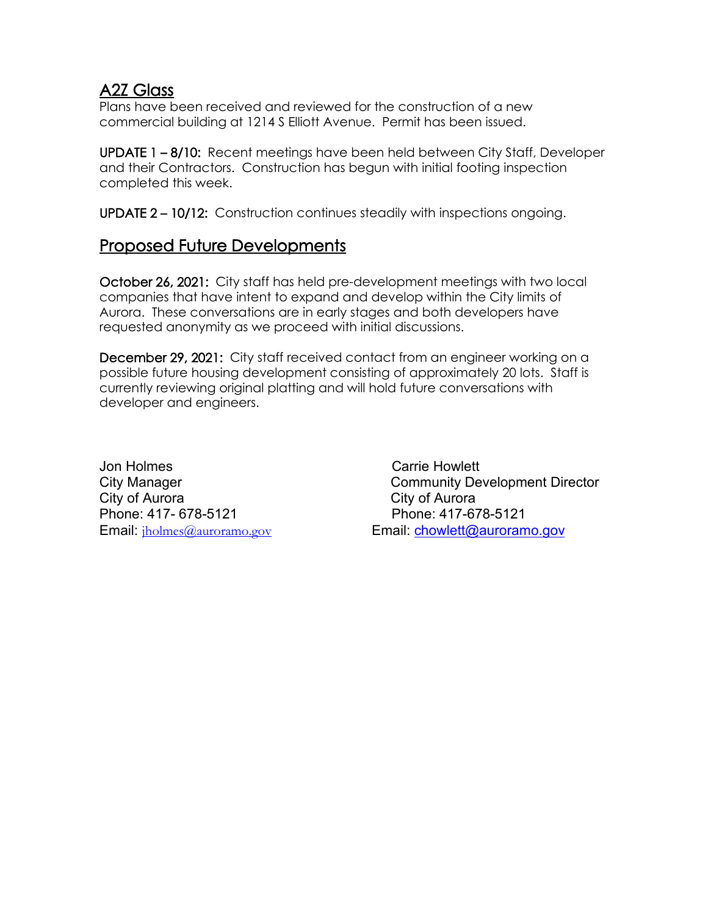## A2Z Glass

Plans have been received and reviewed for the construction of a new commercial building at 1214 S Elliott Avenue. Permit has been issued.

**UPDATE 1 – 8/10:** Recent meetings have been held between City Staff, Developer and their Contractors. Construction has begun with initial footing inspection completed this week.

**UPDATE 2 – 10/12:** Construction continues steadily with inspections ongoing.

## Proposed Future Developments

**October 26, 2021:** City staff has held pre-development meetings with two local companies that have intent to expand and develop within the City limits of Aurora. These conversations are in early stages and both developers have requested anonymity as we proceed with initial discussions.

**December 29, 2021:** City staff received contact from an engineer working on a possible future housing development consisting of approximately 20 lots. Staff is currently reviewing original platting and will hold future conversations with developer and engineers.

Jon Holmes
City Manager
City of Aurora
Phone: 417- 678-5121
Email: jholmes@auroramo.gov

Carrie Howlett
Community Development Director
City of Aurora
Phone: 417-678-5121
Email: chowlett@auroramo.gov